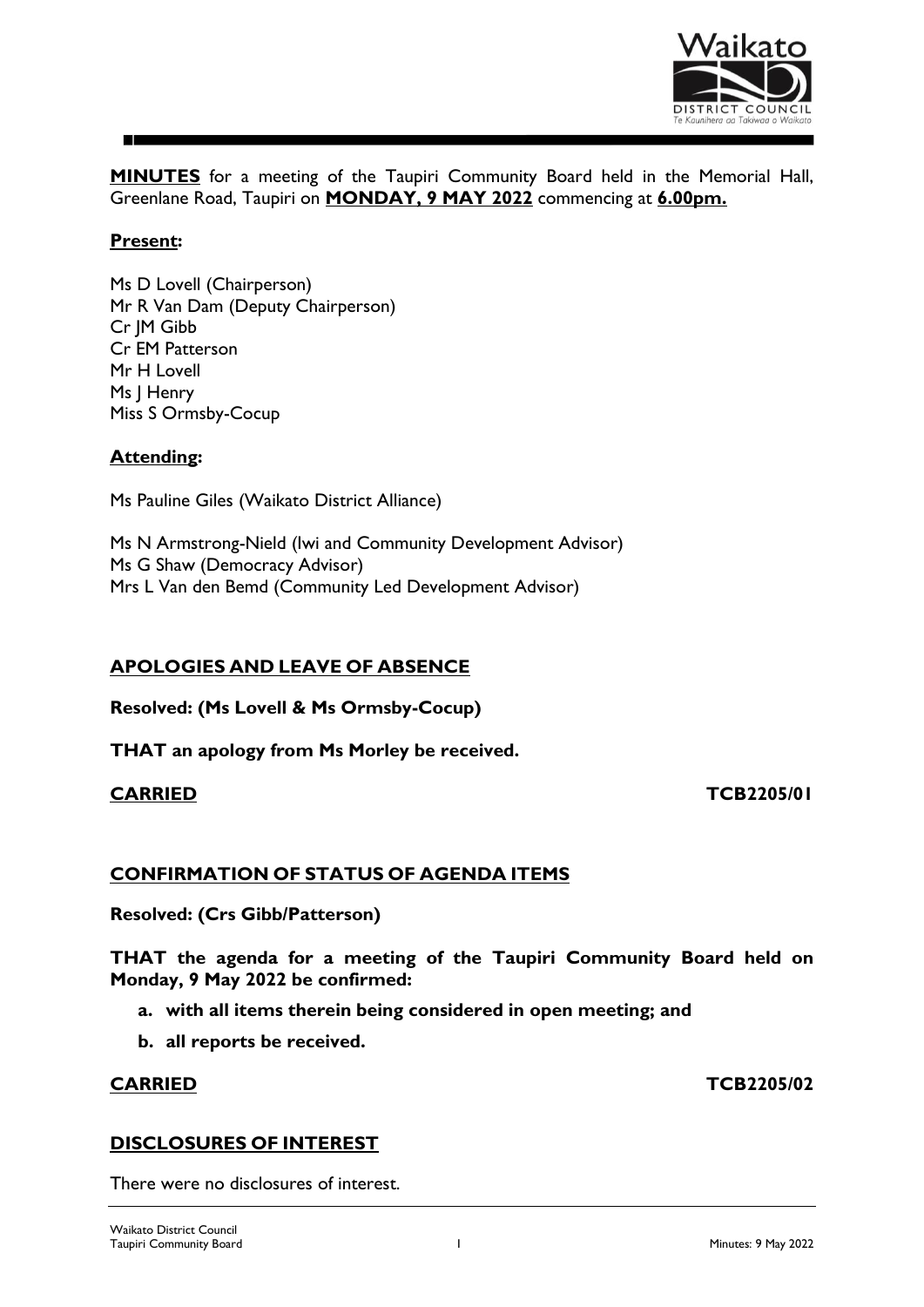**MINUTES** for a meeting of the Taupiri Community Board held in the Memorial Hall, Greenlane Road, Taupiri on **MONDAY, 9 MAY 2022** commencing at **6.00pm.**

**Present:**

Ms D Lovell (Chairperson)
Mr R Van Dam (Deputy Chairperson)
Cr JM Gibb
Cr EM Patterson
Mr H Lovell
Ms J Henry
Miss S Ormsby-Cocup

**Attending:**

Ms Pauline Giles (Waikato District Alliance)

Ms N Armstrong-Nield (Iwi and Community Development Advisor)
Ms G Shaw (Democracy Advisor)
Mrs L Van den Bemd (Community Led Development Advisor)

## APOLOGIES AND LEAVE OF ABSENCE

**Resolved: (Ms Lovell & Ms Ormsby-Cocup)**

**THAT an apology from Ms Morley be received.**

**CARRIED** **TCB2205/01**

## CONFIRMATION OF STATUS OF AGENDA ITEMS

**Resolved: (Crs Gibb/Patterson)**

**THAT the agenda for a meeting of the Taupiri Community Board held on Monday, 9 May 2022 be confirmed:**

**a. with all items therein being considered in open meeting; and**

**b. all reports be received.**

**CARRIED** **TCB2205/02**

## DISCLOSURES OF INTEREST

There were no disclosures of interest.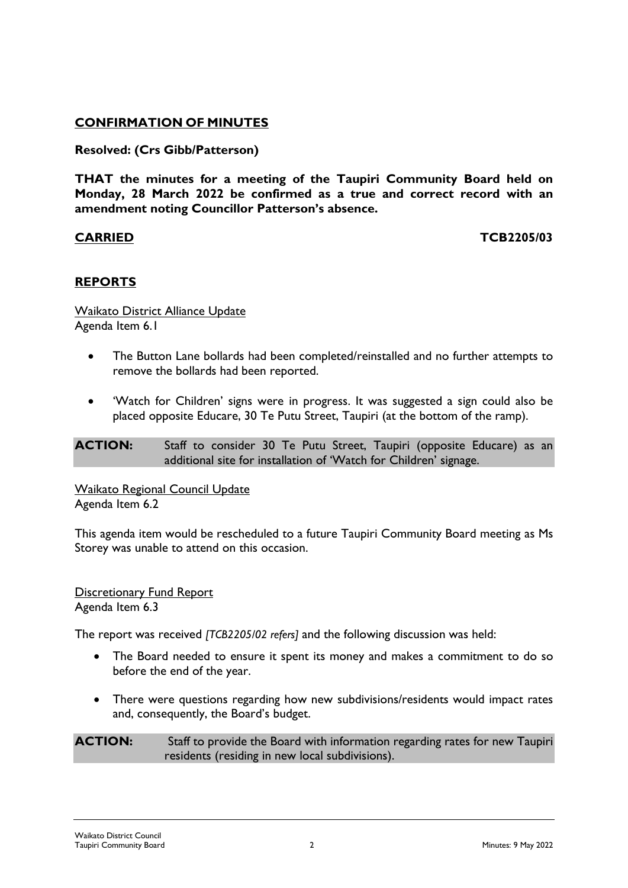## **CONFIRMATION OF MINUTES**

**Resolved: (Crs Gibb/Patterson)**

**THAT the minutes for a meeting of the Taupiri Community Board held on Monday, 28 March 2022 be confirmed as a true and correct record with an amendment noting Councillor Patterson's absence.**

**CARRIED** **TCB2205/03**

## **REPORTS**

Waikato District Alliance Update
Agenda Item 6.1

- The Button Lane bollards had been completed/reinstalled and no further attempts to remove the bollards had been reported.
- 'Watch for Children' signs were in progress. It was suggested a sign could also be placed opposite Educare, 30 Te Putu Street, Taupiri (at the bottom of the ramp).

**ACTION:** Staff to consider 30 Te Putu Street, Taupiri (opposite Educare) as an additional site for installation of 'Watch for Children' signage.

Waikato Regional Council Update
Agenda Item 6.2

This agenda item would be rescheduled to a future Taupiri Community Board meeting as Ms Storey was unable to attend on this occasion.

Discretionary Fund Report
Agenda Item 6.3

The report was received *[TCB2205/02 refers]* and the following discussion was held:

- The Board needed to ensure it spent its money and makes a commitment to do so before the end of the year.
- There were questions regarding how new subdivisions/residents would impact rates and, consequently, the Board's budget.

**ACTION:** Staff to provide the Board with information regarding rates for new Taupiri residents (residing in new local subdivisions).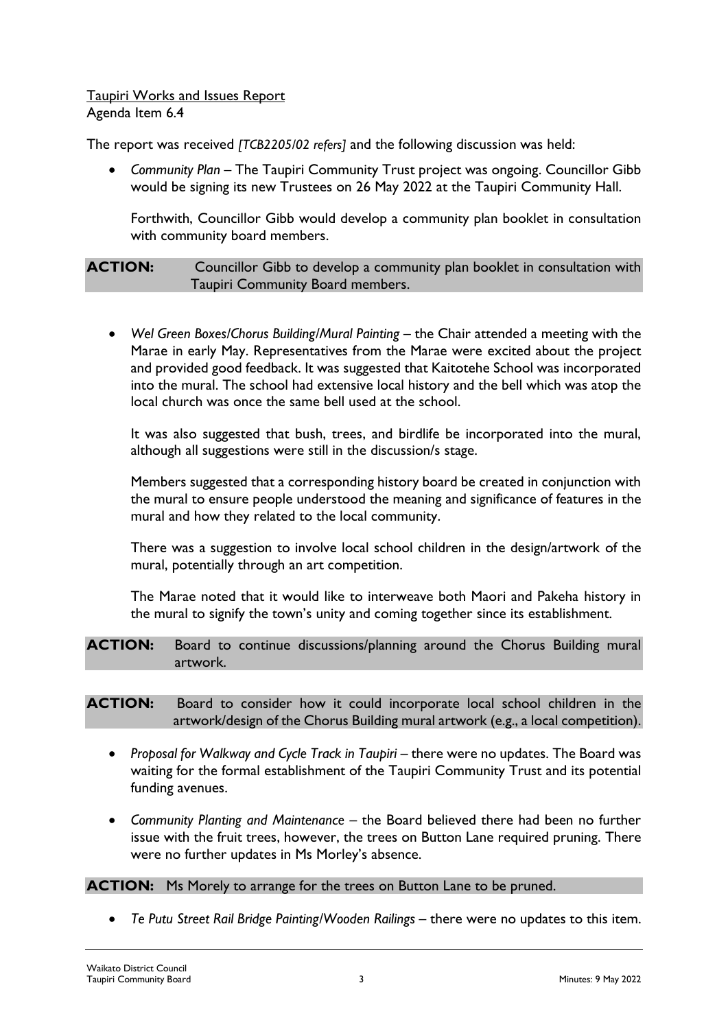Taupiri Works and Issues Report
Agenda Item 6.4

The report was received *[TCB2205/02 refers]* and the following discussion was held:

- *Community Plan* – The Taupiri Community Trust project was ongoing. Councillor Gibb would be signing its new Trustees on 26 May 2022 at the Taupiri Community Hall.

  Forthwith, Councillor Gibb would develop a community plan booklet in consultation with community board members.

**ACTION:** Councillor Gibb to develop a community plan booklet in consultation with Taupiri Community Board members.

- *Wel Green Boxes/Chorus Building/Mural Painting* – the Chair attended a meeting with the Marae in early May. Representatives from the Marae were excited about the project and provided good feedback. It was suggested that Kaitotehe School was incorporated into the mural. The school had extensive local history and the bell which was atop the local church was once the same bell used at the school.

  It was also suggested that bush, trees, and birdlife be incorporated into the mural, although all suggestions were still in the discussion/s stage.

  Members suggested that a corresponding history board be created in conjunction with the mural to ensure people understood the meaning and significance of features in the mural and how they related to the local community.

  There was a suggestion to involve local school children in the design/artwork of the mural, potentially through an art competition.

  The Marae noted that it would like to interweave both Maori and Pakeha history in the mural to signify the town's unity and coming together since its establishment.

**ACTION:** Board to continue discussions/planning around the Chorus Building mural artwork.

**ACTION:** Board to consider how it could incorporate local school children in the artwork/design of the Chorus Building mural artwork (e.g., a local competition).

- *Proposal for Walkway and Cycle Track in Taupiri* – there were no updates. The Board was waiting for the formal establishment of the Taupiri Community Trust and its potential funding avenues.

- *Community Planting and Maintenance* – the Board believed there had been no further issue with the fruit trees, however, the trees on Button Lane required pruning. There were no further updates in Ms Morley's absence.

**ACTION:** Ms Morely to arrange for the trees on Button Lane to be pruned.

- *Te Putu Street Rail Bridge Painting/Wooden Railings* – there were no updates to this item.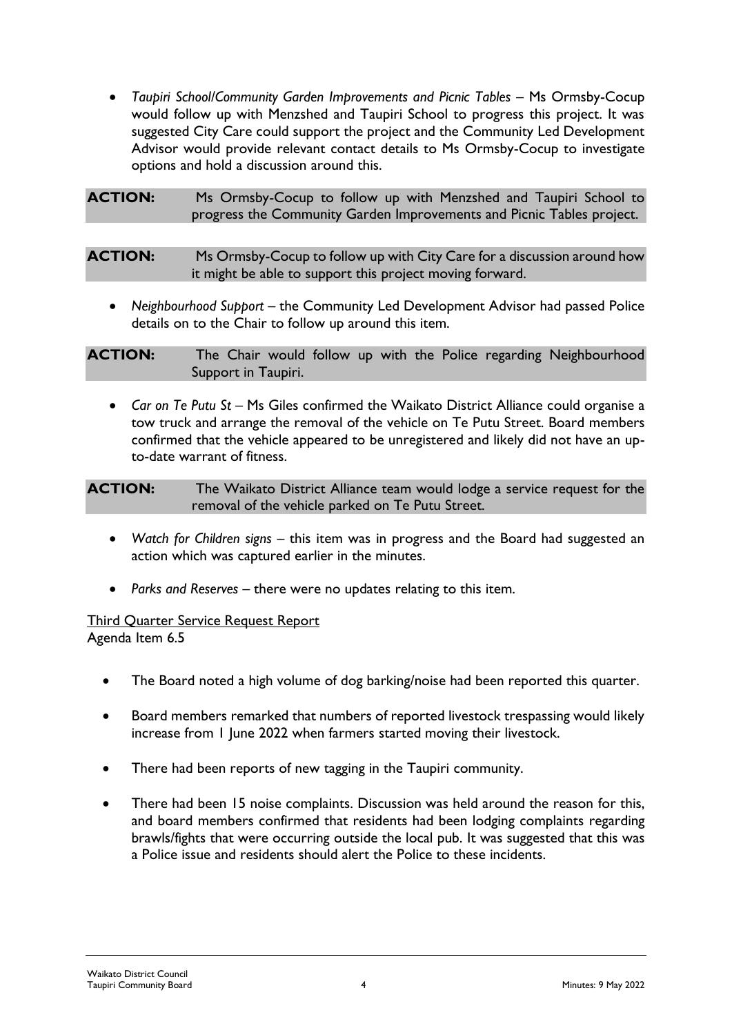- *Taupiri School/Community Garden Improvements and Picnic Tables* – Ms Ormsby-Cocup would follow up with Menzshed and Taupiri School to progress this project. It was suggested City Care could support the project and the Community Led Development Advisor would provide relevant contact details to Ms Ormsby-Cocup to investigate options and hold a discussion around this.

**ACTION:** Ms Ormsby-Cocup to follow up with Menzshed and Taupiri School to progress the Community Garden Improvements and Picnic Tables project.

**ACTION:** Ms Ormsby-Cocup to follow up with City Care for a discussion around how it might be able to support this project moving forward.

- *Neighbourhood Support* – the Community Led Development Advisor had passed Police details on to the Chair to follow up around this item.

**ACTION:** The Chair would follow up with the Police regarding Neighbourhood Support in Taupiri.

- *Car on Te Putu St* – Ms Giles confirmed the Waikato District Alliance could organise a tow truck and arrange the removal of the vehicle on Te Putu Street. Board members confirmed that the vehicle appeared to be unregistered and likely did not have an up-to-date warrant of fitness.

**ACTION:** The Waikato District Alliance team would lodge a service request for the removal of the vehicle parked on Te Putu Street.

- *Watch for Children signs* – this item was in progress and the Board had suggested an action which was captured earlier in the minutes.
- *Parks and Reserves* – there were no updates relating to this item.

Third Quarter Service Request Report
Agenda Item 6.5

- The Board noted a high volume of dog barking/noise had been reported this quarter.
- Board members remarked that numbers of reported livestock trespassing would likely increase from 1 June 2022 when farmers started moving their livestock.
- There had been reports of new tagging in the Taupiri community.
- There had been 15 noise complaints. Discussion was held around the reason for this, and board members confirmed that residents had been lodging complaints regarding brawls/fights that were occurring outside the local pub. It was suggested that this was a Police issue and residents should alert the Police to these incidents.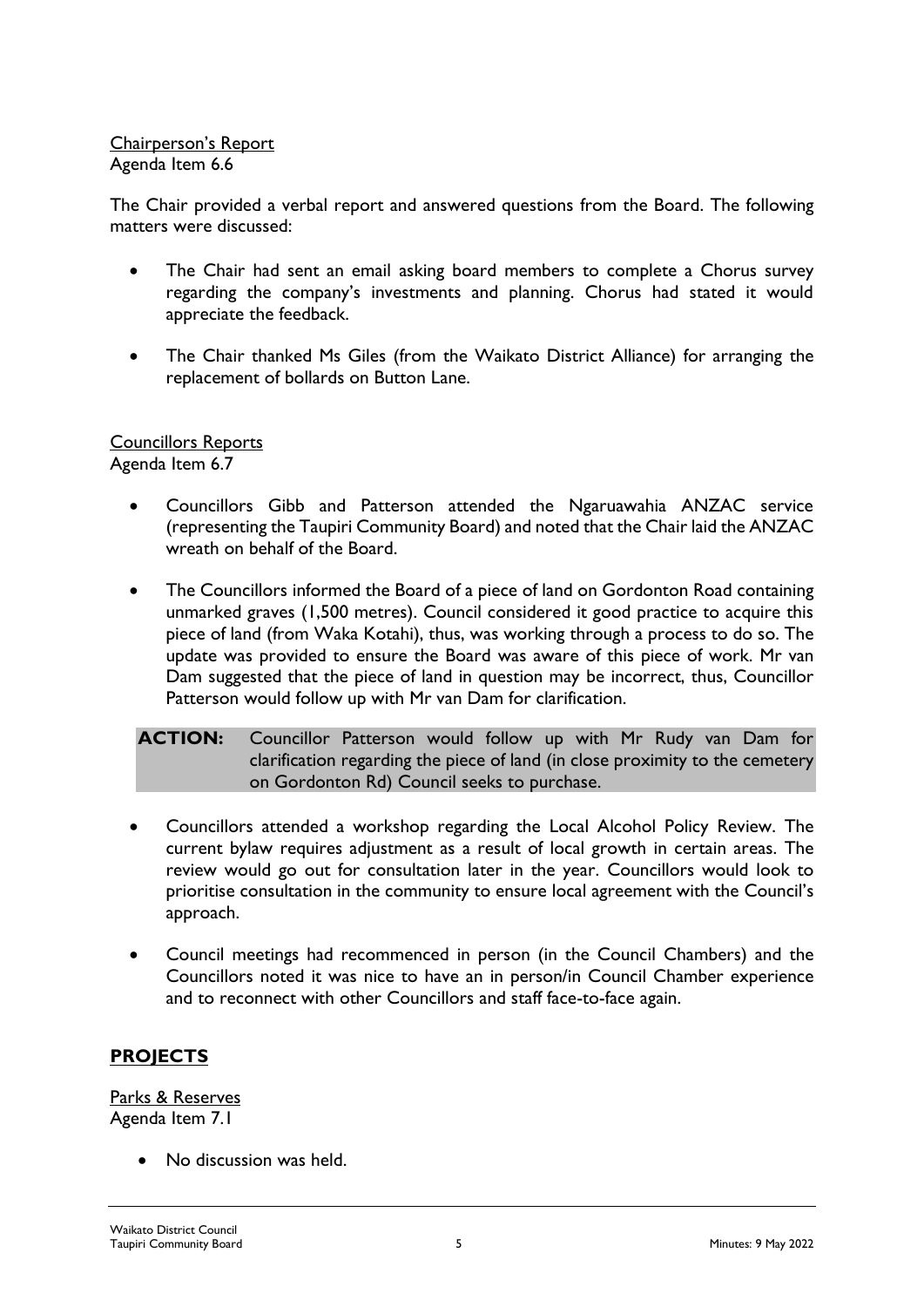Chairperson's Report
Agenda Item 6.6

The Chair provided a verbal report and answered questions from the Board. The following matters were discussed:

- The Chair had sent an email asking board members to complete a Chorus survey regarding the company's investments and planning. Chorus had stated it would appreciate the feedback.
- The Chair thanked Ms Giles (from the Waikato District Alliance) for arranging the replacement of bollards on Button Lane.

Councillors Reports
Agenda Item 6.7

- Councillors Gibb and Patterson attended the Ngaruawahia ANZAC service (representing the Taupiri Community Board) and noted that the Chair laid the ANZAC wreath on behalf of the Board.
- The Councillors informed the Board of a piece of land on Gordonton Road containing unmarked graves (1,500 metres). Council considered it good practice to acquire this piece of land (from Waka Kotahi), thus, was working through a process to do so. The update was provided to ensure the Board was aware of this piece of work. Mr van Dam suggested that the piece of land in question may be incorrect, thus, Councillor Patterson would follow up with Mr van Dam for clarification.

**ACTION:** Councillor Patterson would follow up with Mr Rudy van Dam for clarification regarding the piece of land (in close proximity to the cemetery on Gordonton Rd) Council seeks to purchase.

- Councillors attended a workshop regarding the Local Alcohol Policy Review. The current bylaw requires adjustment as a result of local growth in certain areas. The review would go out for consultation later in the year. Councillors would look to prioritise consultation in the community to ensure local agreement with the Council's approach.
- Council meetings had recommenced in person (in the Council Chambers) and the Councillors noted it was nice to have an in person/in Council Chamber experience and to reconnect with other Councillors and staff face-to-face again.

## **PROJECTS**

Parks & Reserves
Agenda Item 7.1

- No discussion was held.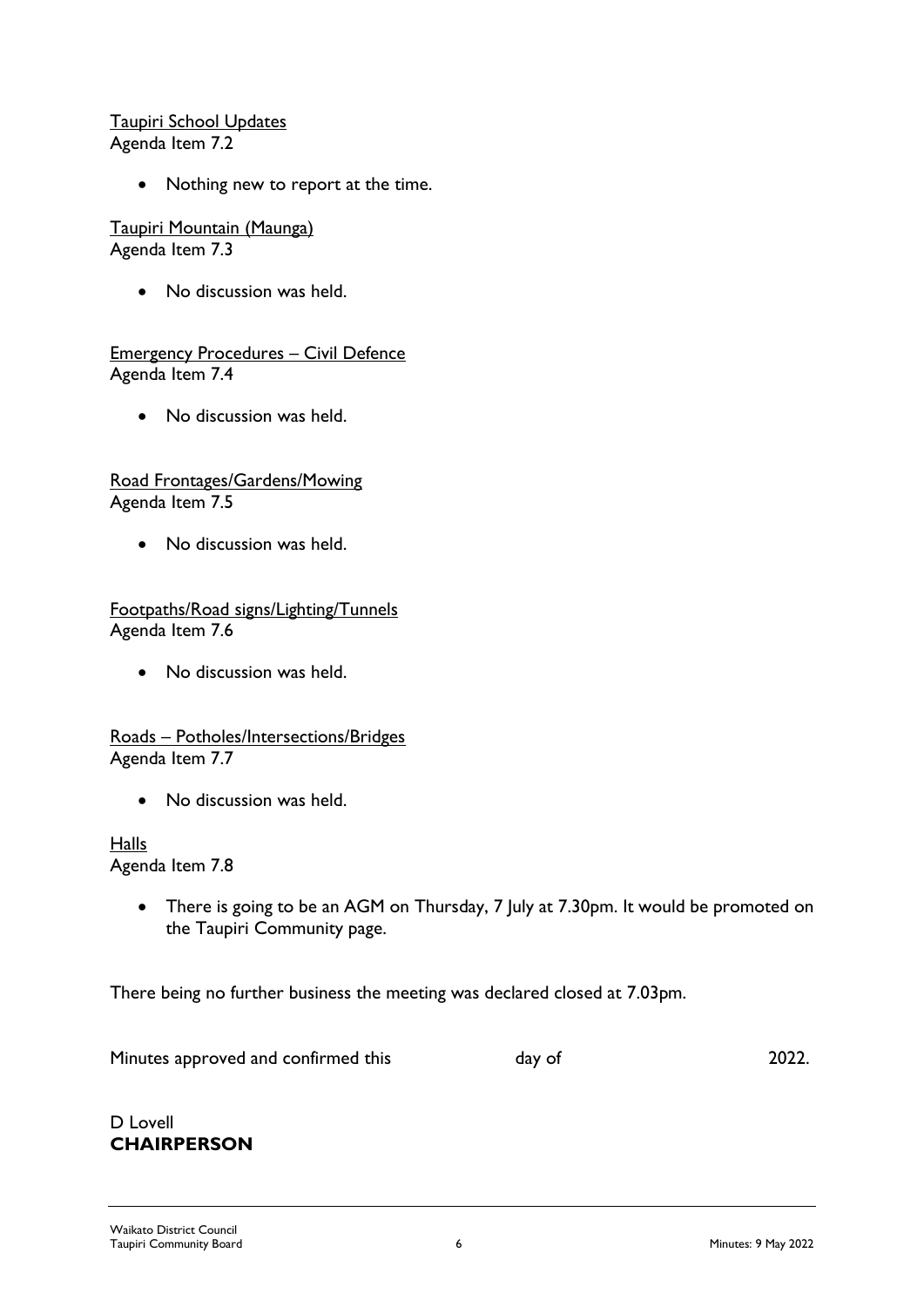Taupiri School Updates
Agenda Item 7.2

- Nothing new to report at the time.

Taupiri Mountain (Maunga)
Agenda Item 7.3

- No discussion was held.

Emergency Procedures – Civil Defence
Agenda Item 7.4

- No discussion was held.

Road Frontages/Gardens/Mowing
Agenda Item 7.5

- No discussion was held.

Footpaths/Road signs/Lighting/Tunnels
Agenda Item 7.6

- No discussion was held.

Roads – Potholes/Intersections/Bridges
Agenda Item 7.7

- No discussion was held.

Halls
Agenda Item 7.8

- There is going to be an AGM on Thursday, 7 July at 7.30pm. It would be promoted on the Taupiri Community page.

There being no further business the meeting was declared closed at 7.03pm.

Minutes approved and confirmed this day of 2022.

D Lovell
**CHAIRPERSON**